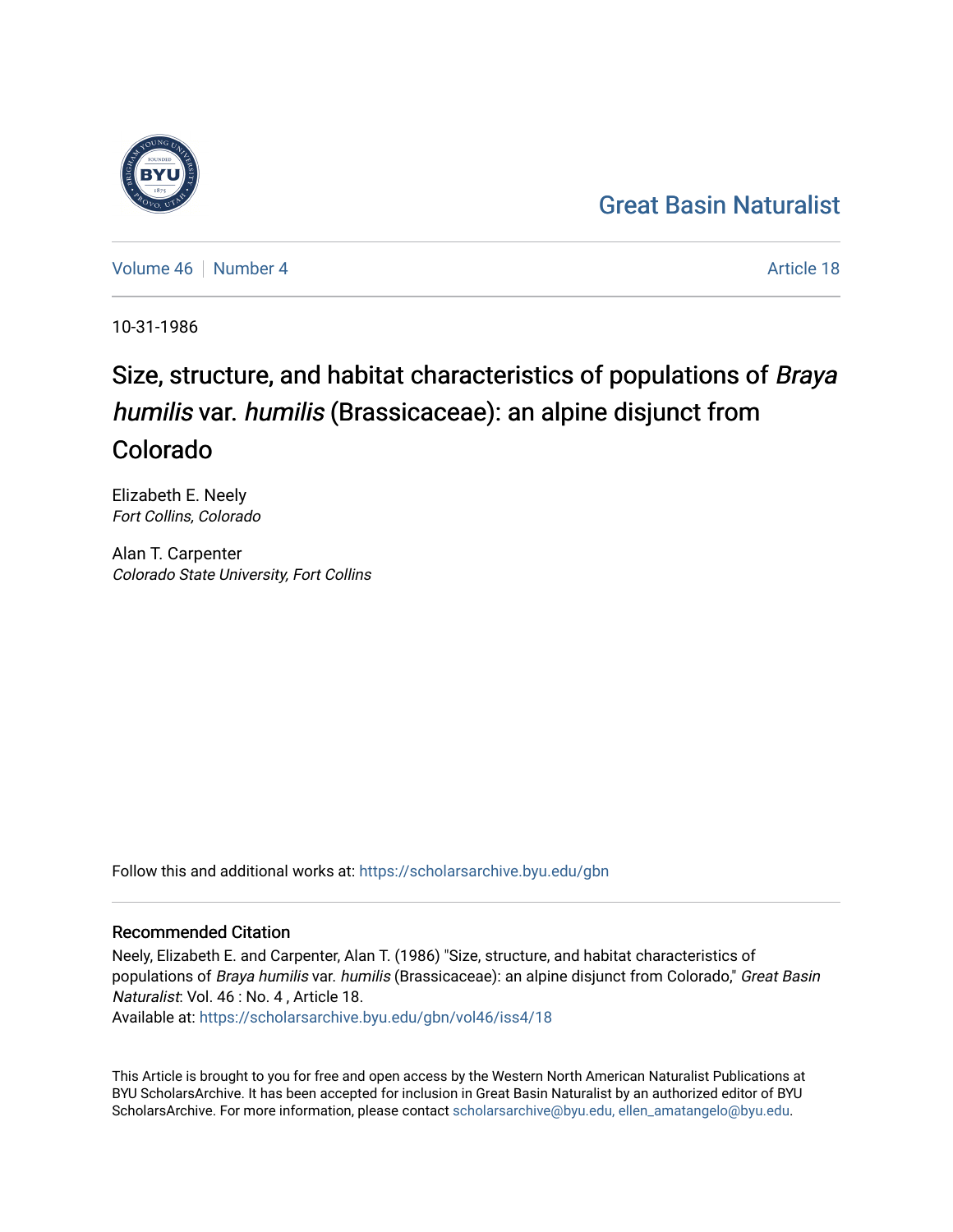# Great Basin Naturalist

Volume 46 | Number 4 | Article 18

10-31-1986

# Size, structure, and habitat characteristics of populations of *Braya humilis* var. *humilis* (Brassicaceae): an alpine disjunct from Colorado

Elizabeth E. Neely
*Fort Collins, Colorado*

Alan T. Carpenter
*Colorado State University, Fort Collins*

Follow this and additional works at: https://scholarsarchive.byu.edu/gbn

## Recommended Citation

Neely, Elizabeth E. and Carpenter, Alan T. (1986) "Size, structure, and habitat characteristics of populations of *Braya humilis* var. *humilis* (Brassicaceae): an alpine disjunct from Colorado," *Great Basin Naturalist*: Vol. 46 : No. 4 , Article 18.
Available at: https://scholarsarchive.byu.edu/gbn/vol46/iss4/18

This Article is brought to you for free and open access by the Western North American Naturalist Publications at BYU ScholarsArchive. It has been accepted for inclusion in Great Basin Naturalist by an authorized editor of BYU ScholarsArchive. For more information, please contact scholarsarchive@byu.edu, ellen_amatangelo@byu.edu.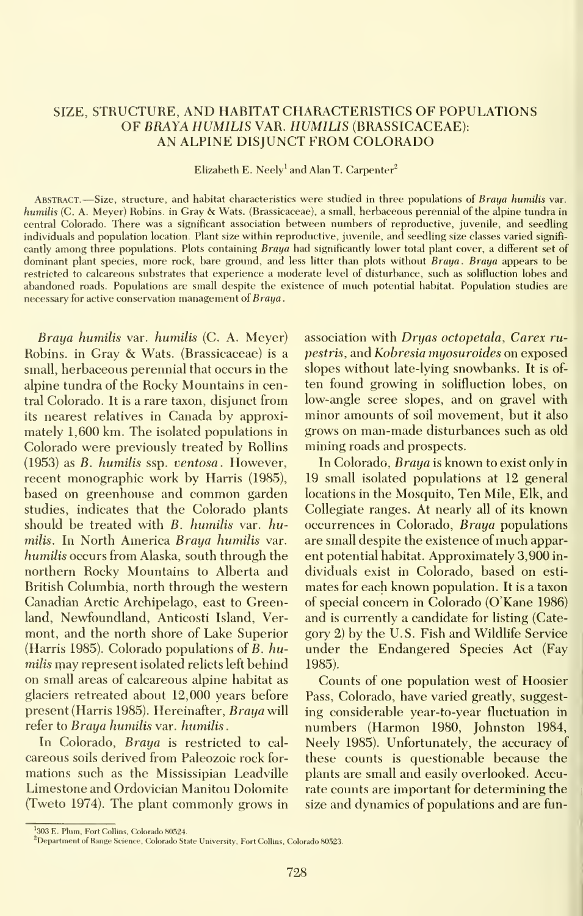# SIZE, STRUCTURE, AND HABITAT CHARACTERISTICS OF POPULATIONS OF *BRAYA HUMILIS* VAR. *HUMILIS* (BRASSICACEAE): AN ALPINE DISJUNCT FROM COLORADO

Elizabeth E. Neely[1] and Alan T. Carpenter[2]

Abstract.—Size, structure, and habitat characteristics were studied in three populations of *Braya humilis* var. *humilis* (C. A. Meyer) Robins. in Gray & Wats. (Brassicaceae), a small, herbaceous perennial of the alpine tundra in central Colorado. There was a significant association between numbers of reproductive, juvenile, and seedling individuals and population location. Plant size within reproductive, juvenile, and seedling size classes varied significantly among three populations. Plots containing *Braya* had significantly lower total plant cover, a different set of dominant plant species, more rock, bare ground, and less litter than plots without *Braya*. *Braya* appears to be restricted to calcareous substrates that experience a moderate level of disturbance, such as solifluction lobes and abandoned roads. Populations are small despite the existence of much potential habitat. Population studies are necessary for active conservation management of *Braya*.

*Braya humilis* var. *humilis* (C. A. Meyer) Robins. in Gray & Wats. (Brassicaceae) is a small, herbaceous perennial that occurs in the alpine tundra of the Rocky Mountains in central Colorado. It is a rare taxon, disjunct from its nearest relatives in Canada by approximately 1,600 km. The isolated populations in Colorado were previously treated by Rollins (1953) as *B. humilis* ssp. *ventosa*. However, recent monographic work by Harris (1985), based on greenhouse and common garden studies, indicates that the Colorado plants should be treated with *B. humilis* var. *humilis*. In North America *Braya humilis* var. *humilis* occurs from Alaska, south through the northern Rocky Mountains to Alberta and British Columbia, north through the western Canadian Arctic Archipelago, east to Greenland, Newfoundland, Anticosti Island, Vermont, and the north shore of Lake Superior (Harris 1985). Colorado populations of *B. humilis* may represent isolated relicts left behind on small areas of calcareous alpine habitat as glaciers retreated about 12,000 years before present (Harris 1985). Hereinafter, *Braya* will refer to *Braya humilis* var. *humilis*.

In Colorado, *Braya* is restricted to calcareous soils derived from Paleozoic rock formations such as the Mississipian Leadville Limestone and Ordovician Manitou Dolomite (Tweto 1974). The plant commonly grows in association with *Dryas octopetala*, *Carex rupestris*, and *Kobresia myosuroides* on exposed slopes without late-lying snowbanks. It is often found growing in solifluction lobes, on low-angle scree slopes, and on gravel with minor amounts of soil movement, but it also grows on man-made disturbances such as old mining roads and prospects.

In Colorado, *Braya* is known to exist only in 19 small isolated populations at 12 general locations in the Mosquito, Ten Mile, Elk, and Collegiate ranges. At nearly all of its known occurrences in Colorado, *Braya* populations are small despite the existence of much apparent potential habitat. Approximately 3,900 individuals exist in Colorado, based on estimates for each known population. It is a taxon of special concern in Colorado (O'Kane 1986) and is currently a candidate for listing (Category 2) by the U.S. Fish and Wildlife Service under the Endangered Species Act (Fay 1985).

Counts of one population west of Hoosier Pass, Colorado, have varied greatly, suggesting considerable year-to-year fluctuation in numbers (Harmon 1980, Johnston 1984, Neely 1985). Unfortunately, the accuracy of these counts is questionable because the plants are small and easily overlooked. Accurate counts are important for determining the size and dynamics of populations and are fun-

[1] 303 E. Plum, Fort Collins, Colorado 80524.

[2] Department of Range Science, Colorado State University, Fort Collins, Colorado 80523.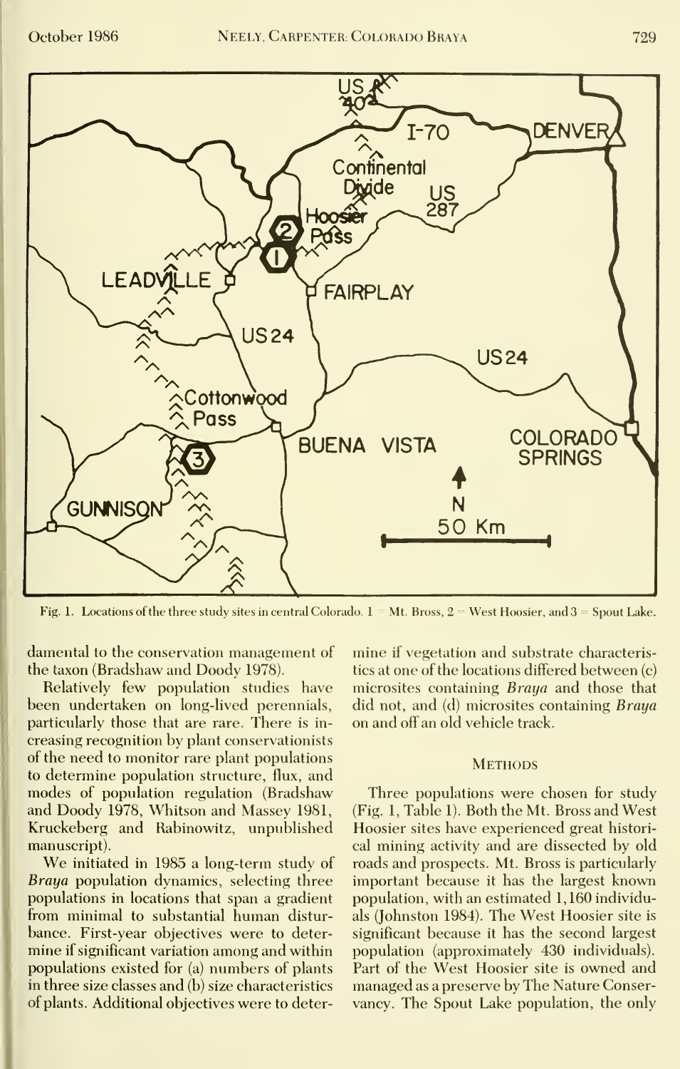Fig. 1. Locations of the three study sites in central Colorado. 1 = Mt. Bross, 2 = West Hoosier, and 3 = Spout Lake.

damental to the conservation management of the taxon (Bradshaw and Doody 1978).

Relatively few population studies have been undertaken on long-lived perennials, particularly those that are rare. There is increasing recognition by plant conservationists of the need to monitor rare plant populations to determine population structure, flux, and modes of population regulation (Bradshaw and Doody 1978, Whitson and Massey 1981, Kruckeberg and Rabinowitz, unpublished manuscript).

We initiated in 1985 a long-term study of *Braya* population dynamics, selecting three populations in locations that span a gradient from minimal to substantial human disturbance. First-year objectives were to determine if significant variation among and within populations existed for (a) numbers of plants in three size classes and (b) size characteristics of plants. Additional objectives were to determine if vegetation and substrate characteristics at one of the locations differed between (c) microsites containing *Braya* and those that did not, and (d) microsites containing *Braya* on and off an old vehicle track.

## Methods

Three populations were chosen for study (Fig. 1, Table 1). Both the Mt. Bross and West Hoosier sites have experienced great historical mining activity and are dissected by old roads and prospects. Mt. Bross is particularly important because it has the largest known population, with an estimated 1,160 individuals (Johnston 1984). The West Hoosier site is significant because it has the second largest population (approximately 430 individuals). Part of the West Hoosier site is owned and managed as a preserve by The Nature Conservancy. The Spout Lake population, the only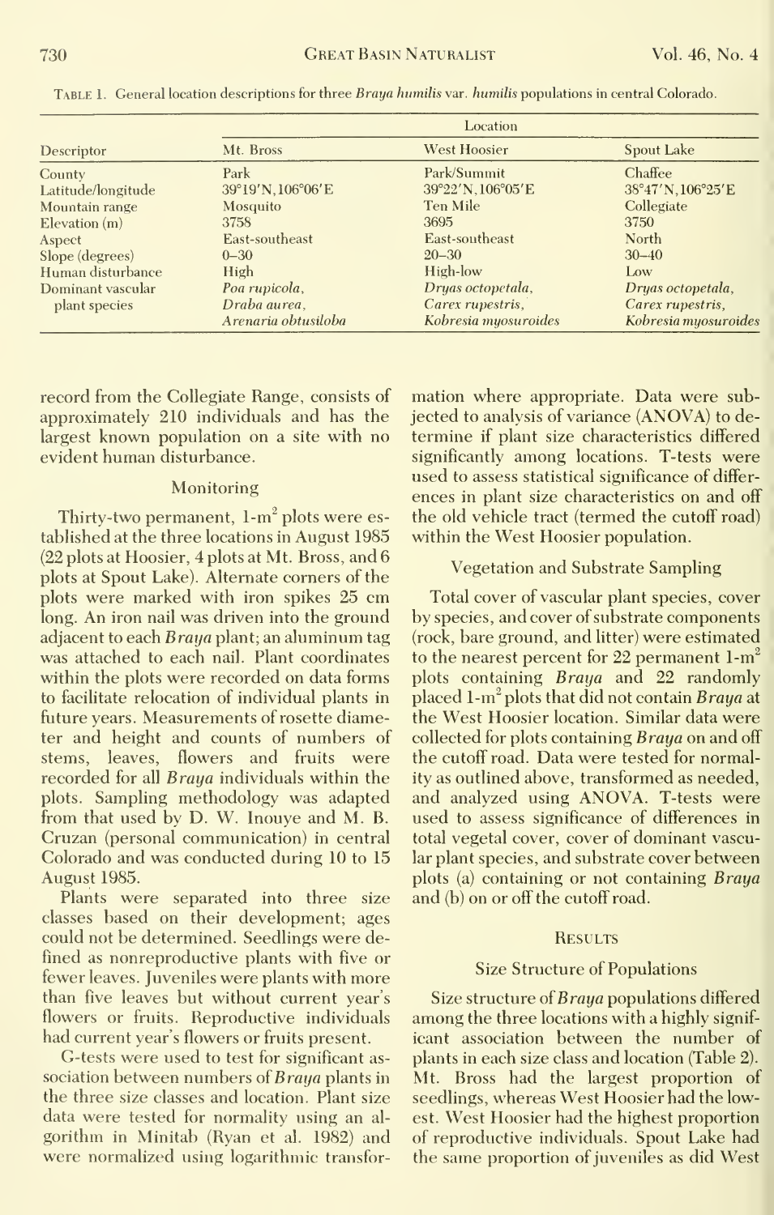Table 1. General location descriptions for three *Braya humilis* var. *humilis* populations in central Colorado.

| Descriptor | Location | | |
|---|---|---|---|
| | Mt. Bross | West Hoosier | Spout Lake |
| County | Park | Park/Summit | Chaffee |
| Latitude/longitude | 39°19'N,106°06'E | 39°22'N,106°05'E | 38°47'N,106°25'E |
| Mountain range | Mosquito | Ten Mile | Collegiate |
| Elevation (m) | 3758 | 3695 | 3750 |
| Aspect | East-southeast | East-southeast | North |
| Slope (degrees) | 0–30 | 20–30 | 30–40 |
| Human disturbance | High | High-low | Low |
| Dominant vascular plant species | *Poa rupicola*, *Draba aurea*, *Arenaria obtusiloba* | *Dryas octopetala*, *Carex rupestris*, *Kobresia myosuroides* | *Dryas octopetala*, *Carex rupestris*, *Kobresia myosuroides* |

record from the Collegiate Range, consists of approximately 210 individuals and has the largest known population on a site with no evident human disturbance.

### Monitoring

Thirty-two permanent, 1-m² plots were established at the three locations in August 1985 (22 plots at Hoosier, 4 plots at Mt. Bross, and 6 plots at Spout Lake). Alternate corners of the plots were marked with iron spikes 25 cm long. An iron nail was driven into the ground adjacent to each *Braya* plant; an aluminum tag was attached to each nail. Plant coordinates within the plots were recorded on data forms to facilitate relocation of individual plants in future years. Measurements of rosette diameter and height and counts of numbers of stems, leaves, flowers and fruits were recorded for all *Braya* individuals within the plots. Sampling methodology was adapted from that used by D. W. Inouye and M. B. Cruzan (personal communication) in central Colorado and was conducted during 10 to 15 August 1985.

Plants were separated into three size classes based on their development; ages could not be determined. Seedlings were defined as nonreproductive plants with five or fewer leaves. Juveniles were plants with more than five leaves but without current year's flowers or fruits. Reproductive individuals had current year's flowers or fruits present.

G-tests were used to test for significant association between numbers of *Braya* plants in the three size classes and location. Plant size data were tested for normality using an algorithm in Minitab (Ryan et al. 1982) and were normalized using logarithmic transformation where appropriate. Data were subjected to analysis of variance (ANOVA) to determine if plant size characteristics differed significantly among locations. T-tests were used to assess statistical significance of differences in plant size characteristics on and off the old vehicle tract (termed the cutoff road) within the West Hoosier population.

### Vegetation and Substrate Sampling

Total cover of vascular plant species, cover by species, and cover of substrate components (rock, bare ground, and litter) were estimated to the nearest percent for 22 permanent 1-m² plots containing *Braya* and 22 randomly placed 1-m² plots that did not contain *Braya* at the West Hoosier location. Similar data were collected for plots containing *Braya* on and off the cutoff road. Data were tested for normality as outlined above, transformed as needed, and analyzed using ANOVA. T-tests were used to assess significance of differences in total vegetal cover, cover of dominant vascular plant species, and substrate cover between plots (a) containing or not containing *Braya* and (b) on or off the cutoff road.

## Results

### Size Structure of Populations

Size structure of *Braya* populations differed among the three locations with a highly significant association between the number of plants in each size class and location (Table 2). Mt. Bross had the largest proportion of seedlings, whereas West Hoosier had the lowest. West Hoosier had the highest proportion of reproductive individuals. Spout Lake had the same proportion of juveniles as did West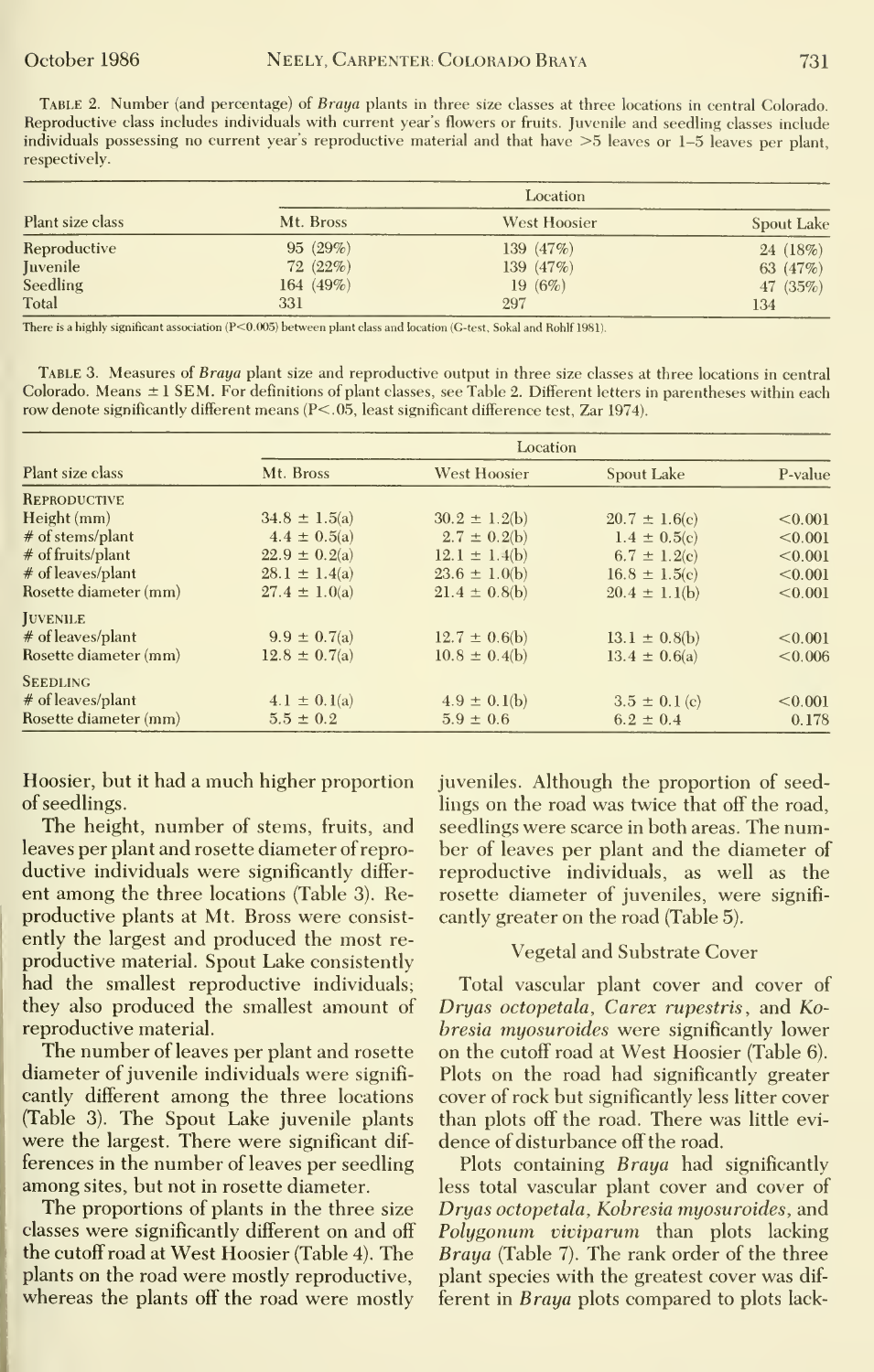TABLE 2. Number (and percentage) of *Braya* plants in three size classes at three locations in central Colorado. Reproductive class includes individuals with current year's flowers or fruits. Juvenile and seedling classes include individuals possessing no current year's reproductive material and that have >5 leaves or 1–5 leaves per plant, respectively.

| Plant size class | Location | | |
|---|---|---|---|
| | Mt. Bross | West Hoosier | Spout Lake |
| Reproductive | 95 (29%) | 139 (47%) | 24 (18%) |
| Juvenile | 72 (22%) | 139 (47%) | 63 (47%) |
| Seedling | 164 (49%) | 19 (6%) | 47 (35%) |
| Total | 331 | 297 | 134 |

There is a highly significant association ($P<0.005$) between plant class and location (G-test, Sokal and Rohlf 1981).

TABLE 3. Measures of *Braya* plant size and reproductive output in three size classes at three locations in central Colorado. Means ± 1 SEM. For definitions of plant classes, see Table 2. Different letters in parentheses within each row denote significantly different means ($P<.05$, least significant difference test, Zar 1974).

| Plant size class | Location | | | |
|---|---|---|---|---|
| | Mt. Bross | West Hoosier | Spout Lake | P-value |
| REPRODUCTIVE | | | | |
| Height (mm) | 34.8 ± 1.5(a) | 30.2 ± 1.2(b) | 20.7 ± 1.6(c) | <0.001 |
| # of stems/plant | 4.4 ± 0.5(a) | 2.7 ± 0.2(b) | 1.4 ± 0.5(c) | <0.001 |
| # of fruits/plant | 22.9 ± 0.2(a) | 12.1 ± 1.4(b) | 6.7 ± 1.2(c) | <0.001 |
| # of leaves/plant | 28.1 ± 1.4(a) | 23.6 ± 1.0(b) | 16.8 ± 1.5(c) | <0.001 |
| Rosette diameter (mm) | 27.4 ± 1.0(a) | 21.4 ± 0.8(b) | 20.4 ± 1.1(b) | <0.001 |
| JUVENILE | | | | |
| # of leaves/plant | 9.9 ± 0.7(a) | 12.7 ± 0.6(b) | 13.1 ± 0.8(b) | <0.001 |
| Rosette diameter (mm) | 12.8 ± 0.7(a) | 10.8 ± 0.4(b) | 13.4 ± 0.6(a) | <0.006 |
| SEEDLING | | | | |
| # of leaves/plant | 4.1 ± 0.1(a) | 4.9 ± 0.1(b) | 3.5 ± 0.1 (c) | <0.001 |
| Rosette diameter (mm) | 5.5 ± 0.2 | 5.9 ± 0.6 | 6.2 ± 0.4 | 0.178 |

Hoosier, but it had a much higher proportion of seedlings.

The height, number of stems, fruits, and leaves per plant and rosette diameter of reproductive individuals were significantly different among the three locations (Table 3). Reproductive plants at Mt. Bross were consistently the largest and produced the most reproductive material. Spout Lake consistently had the smallest reproductive individuals; they also produced the smallest amount of reproductive material.

The number of leaves per plant and rosette diameter of juvenile individuals were significantly different among the three locations (Table 3). The Spout Lake juvenile plants were the largest. There were significant differences in the number of leaves per seedling among sites, but not in rosette diameter.

The proportions of plants in the three size classes were significantly different on and off the cutoff road at West Hoosier (Table 4). The plants on the road were mostly reproductive, whereas the plants off the road were mostly juveniles. Although the proportion of seedlings on the road was twice that off the road, seedlings were scarce in both areas. The number of leaves per plant and the diameter of reproductive individuals, as well as the rosette diameter of juveniles, were significantly greater on the road (Table 5).

### Vegetal and Substrate Cover

Total vascular plant cover and cover of *Dryas octopetala*, *Carex rupestris*, and *Kobresia myosuroides* were significantly lower on the cutoff road at West Hoosier (Table 6). Plots on the road had significantly greater cover of rock but significantly less litter cover than plots off the road. There was little evidence of disturbance off the road.

Plots containing *Braya* had significantly less total vascular plant cover and cover of *Dryas octopetala*, *Kobresia myosuroides*, and *Polygonum viviparum* than plots lacking *Braya* (Table 7). The rank order of the three plant species with the greatest cover was different in *Braya* plots compared to plots lack-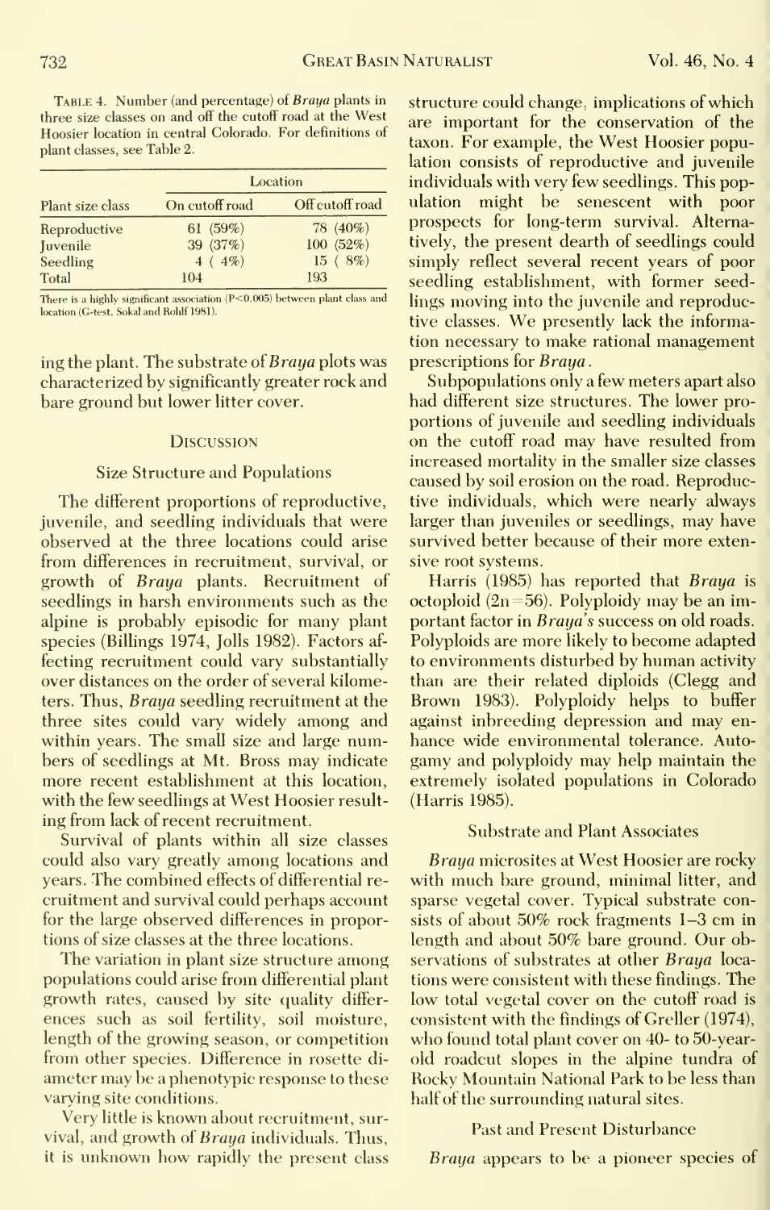TABLE 4. Number (and percentage) of *Braya* plants in three size classes on and off the cutoff road at the West Hoosier location in central Colorado. For definitions of plant classes, see Table 2.

| Plant size class | Location | |
|---|---|---|
| | On cutoff road | Off cutoff road |
| Reproductive | 61 (59%) | 78 (40%) |
| Juvenile | 39 (37%) | 100 (52%) |
| Seedling | 4 ( 4%) | 15 ( 8%) |
| Total | 104 | 193 |

There is a highly significant association ($P<0.005$) between plant class and location (G-test, Sokal and Rohlf 1981).

ing the plant. The substrate of *Braya* plots was characterized by significantly greater rock and bare ground but lower litter cover.

## Discussion

### Size Structure and Populations

The different proportions of reproductive, juvenile, and seedling individuals that were observed at the three locations could arise from differences in recruitment, survival, or growth of *Braya* plants. Recruitment of seedlings in harsh environments such as the alpine is probably episodic for many plant species (Billings 1974, Jolls 1982). Factors affecting recruitment could vary substantially over distances on the order of several kilometers. Thus, *Braya* seedling recruitment at the three sites could vary widely among and within years. The small size and large numbers of seedlings at Mt. Bross may indicate more recent establishment at this location, with the few seedlings at West Hoosier resulting from lack of recent recruitment.

Survival of plants within all size classes could also vary greatly among locations and years. The combined effects of differential recruitment and survival could perhaps account for the large observed differences in proportions of size classes at the three locations.

The variation in plant size structure among populations could arise from differential plant growth rates, caused by site quality differences such as soil fertility, soil moisture, length of the growing season, or competition from other species. Difference in rosette diameter may be a phenotypic response to these varying site conditions.

Very little is known about recruitment, survival, and growth of *Braya* individuals. Thus, it is unknown how rapidly the present class structure could change, implications of which are important for the conservation of the taxon. For example, the West Hoosier population consists of reproductive and juvenile individuals with very few seedlings. This population might be senescent with poor prospects for long-term survival. Alternatively, the present dearth of seedlings could simply reflect several recent years of poor seedling establishment, with former seedlings moving into the juvenile and reproductive classes. We presently lack the information necessary to make rational management prescriptions for *Braya*.

Subpopulations only a few meters apart also had different size structures. The lower proportions of juvenile and seedling individuals on the cutoff road may have resulted from increased mortality in the smaller size classes caused by soil erosion on the road. Reproductive individuals, which were nearly always larger than juveniles or seedlings, may have survived better because of their more extensive root systems.

Harris (1985) has reported that *Braya* is octoploid ($2n=56$). Polyploidy may be an important factor in *Braya's* success on old roads. Polyploids are more likely to become adapted to environments disturbed by human activity than are their related diploids (Clegg and Brown 1983). Polyploidy helps to buffer against inbreeding depression and may enhance wide environmental tolerance. Autogamy and polyploidy may help maintain the extremely isolated populations in Colorado (Harris 1985).

### Substrate and Plant Associates

*Braya* microsites at West Hoosier are rocky with much bare ground, minimal litter, and sparse vegetal cover. Typical substrate consists of about 50% rock fragments 1–3 cm in length and about 50% bare ground. Our observations of substrates at other *Braya* locations were consistent with these findings. The low total vegetal cover on the cutoff road is consistent with the findings of Greller (1974), who found total plant cover on 40- to 50-year-old roadcut slopes in the alpine tundra of Rocky Mountain National Park to be less than half of the surrounding natural sites.

### Past and Present Disturbance

*Braya* appears to be a pioneer species of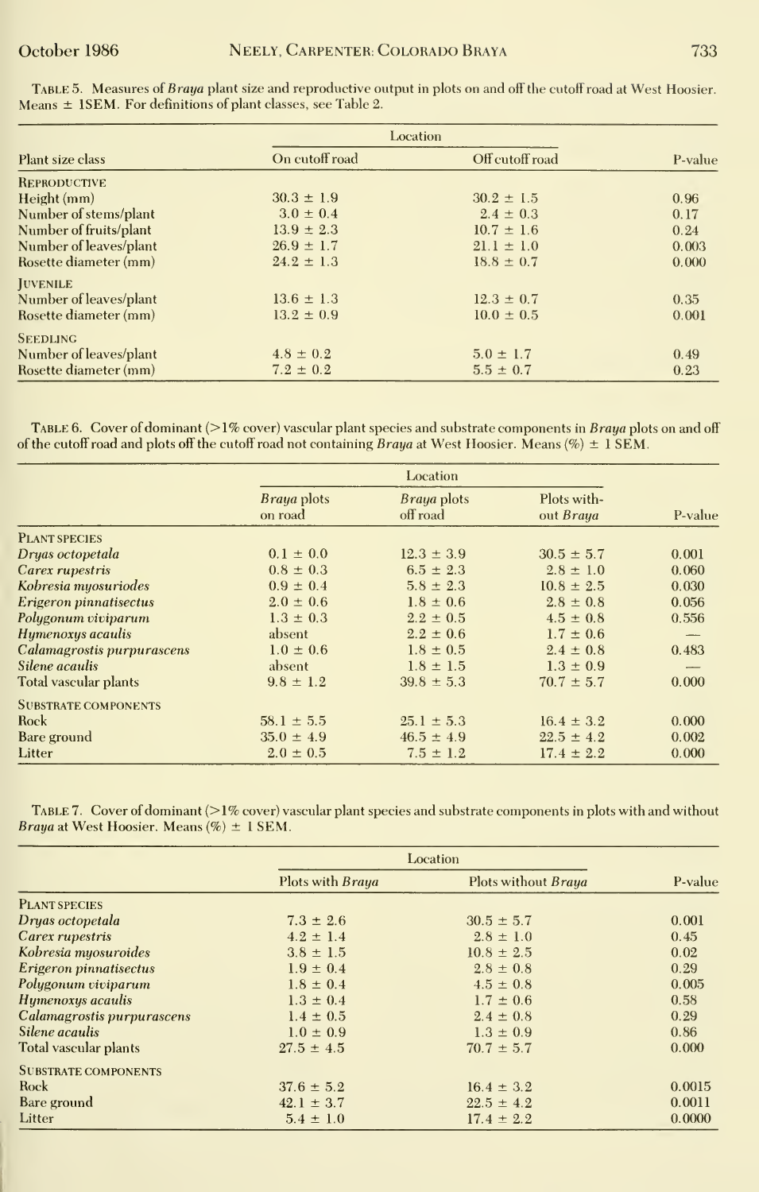TABLE 5. Measures of *Braya* plant size and reproductive output in plots on and off the cutoff road at West Hoosier. Means ± 1SEM. For definitions of plant classes, see Table 2.

| Plant size class | Location | | P-value |
|---|---|---|---|
| | On cutoff road | Off cutoff road | |
| REPRODUCTIVE | | | |
| Height (mm) | 30.3 ± 1.9 | 30.2 ± 1.5 | 0.96 |
| Number of stems/plant | 3.0 ± 0.4 | 2.4 ± 0.3 | 0.17 |
| Number of fruits/plant | 13.9 ± 2.3 | 10.7 ± 1.6 | 0.24 |
| Number of leaves/plant | 26.9 ± 1.7 | 21.1 ± 1.0 | 0.003 |
| Rosette diameter (mm) | 24.2 ± 1.3 | 18.8 ± 0.7 | 0.000 |
| JUVENILE | | | |
| Number of leaves/plant | 13.6 ± 1.3 | 12.3 ± 0.7 | 0.35 |
| Rosette diameter (mm) | 13.2 ± 0.9 | 10.0 ± 0.5 | 0.001 |
| SEEDLING | | | |
| Number of leaves/plant | 4.8 ± 0.2 | 5.0 ± 1.7 | 0.49 |
| Rosette diameter (mm) | 7.2 ± 0.2 | 5.5 ± 0.7 | 0.23 |

TABLE 6. Cover of dominant (>1% cover) vascular plant species and substrate components in *Braya* plots on and off of the cutoff road and plots off the cutoff road not containing *Braya* at West Hoosier. Means (%) ± 1 SEM.

| | Location | | | P-value |
|---|---|---|---|---|
| | *Braya* plots on road | *Braya* plots off road | Plots without *Braya* | |
| PLANT SPECIES | | | | |
| *Dryas octopetala* | 0.1 ± 0.0 | 12.3 ± 3.9 | 30.5 ± 5.7 | 0.001 |
| *Carex rupestris* | 0.8 ± 0.3 | 6.5 ± 2.3 | 2.8 ± 1.0 | 0.060 |
| *Kobresia myosuriodes* | 0.9 ± 0.4 | 5.8 ± 2.3 | 10.8 ± 2.5 | 0.030 |
| *Erigeron pinnatisectus* | 2.0 ± 0.6 | 1.8 ± 0.6 | 2.8 ± 0.8 | 0.056 |
| *Polygonum viviparum* | 1.3 ± 0.3 | 2.2 ± 0.5 | 4.5 ± 0.8 | 0.556 |
| *Hymenoxys acaulis* | absent | 2.2 ± 0.6 | 1.7 ± 0.6 | — |
| *Calamagrostis purpurascens* | 1.0 ± 0.6 | 1.8 ± 0.5 | 2.4 ± 0.8 | 0.483 |
| *Silene acaulis* | absent | 1.8 ± 1.5 | 1.3 ± 0.9 | — |
| Total vascular plants | 9.8 ± 1.2 | 39.8 ± 5.3 | 70.7 ± 5.7 | 0.000 |
| SUBSTRATE COMPONENTS | | | | |
| Rock | 58.1 ± 5.5 | 25.1 ± 5.3 | 16.4 ± 3.2 | 0.000 |
| Bare ground | 35.0 ± 4.9 | 46.5 ± 4.9 | 22.5 ± 4.2 | 0.002 |
| Litter | 2.0 ± 0.5 | 7.5 ± 1.2 | 17.4 ± 2.2 | 0.000 |

TABLE 7. Cover of dominant (>1% cover) vascular plant species and substrate components in plots with and without *Braya* at West Hoosier. Means (%) ± 1 SEM.

| | Location | | P-value |
|---|---|---|---|
| | Plots with *Braya* | Plots without *Braya* | |
| PLANT SPECIES | | | |
| *Dryas octopetala* | 7.3 ± 2.6 | 30.5 ± 5.7 | 0.001 |
| *Carex rupestris* | 4.2 ± 1.4 | 2.8 ± 1.0 | 0.45 |
| *Kobresia myosuroides* | 3.8 ± 1.5 | 10.8 ± 2.5 | 0.02 |
| *Erigeron pinnatisectus* | 1.9 ± 0.4 | 2.8 ± 0.8 | 0.29 |
| *Polygonum viviparum* | 1.8 ± 0.4 | 4.5 ± 0.8 | 0.005 |
| *Hymenoxys acaulis* | 1.3 ± 0.4 | 1.7 ± 0.6 | 0.58 |
| *Calamagrostis purpurascens* | 1.4 ± 0.5 | 2.4 ± 0.8 | 0.29 |
| *Silene acaulis* | 1.0 ± 0.9 | 1.3 ± 0.9 | 0.86 |
| Total vascular plants | 27.5 ± 4.5 | 70.7 ± 5.7 | 0.000 |
| SUBSTRATE COMPONENTS | | | |
| Rock | 37.6 ± 5.2 | 16.4 ± 3.2 | 0.0015 |
| Bare ground | 42.1 ± 3.7 | 22.5 ± 4.2 | 0.0011 |
| Litter | 5.4 ± 1.0 | 17.4 ± 2.2 | 0.0000 |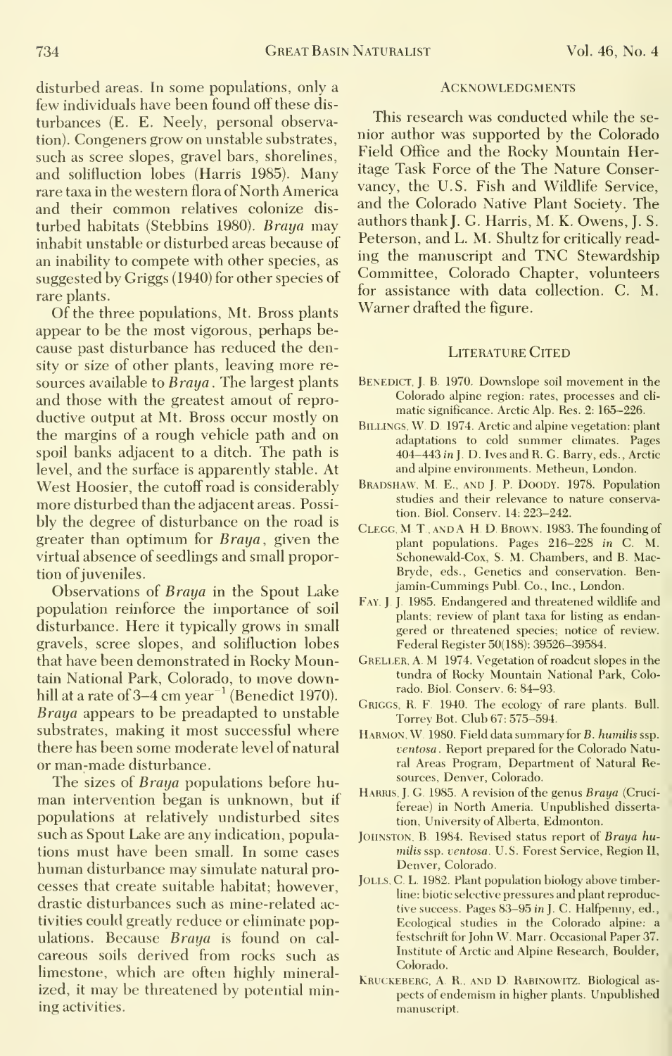disturbed areas. In some populations, only a few individuals have been found off these disturbances (E. E. Neely, personal observation). Congeners grow on unstable substrates, such as scree slopes, gravel bars, shorelines, and solifluction lobes (Harris 1985). Many rare taxa in the western flora of North America and their common relatives colonize disturbed habitats (Stebbins 1980). *Braya* may inhabit unstable or disturbed areas because of an inability to compete with other species, as suggested by Griggs (1940) for other species of rare plants.

Of the three populations, Mt. Bross plants appear to be the most vigorous, perhaps because past disturbance has reduced the density or size of other plants, leaving more resources available to *Braya*. The largest plants and those with the greatest amount of reproductive output at Mt. Bross occur mostly on the margins of a rough vehicle path and on spoil banks adjacent to a ditch. The path is level, and the surface is apparently stable. At West Hoosier, the cutoff road is considerably more disturbed than the adjacent areas. Possibly the degree of disturbance on the road is greater than optimum for *Braya*, given the virtual absence of seedlings and small proportion of juveniles.

Observations of *Braya* in the Spout Lake population reinforce the importance of soil disturbance. Here it typically grows in small gravels, scree slopes, and solifluction lobes that have been demonstrated in Rocky Mountain National Park, Colorado, to move downhill at a rate of 3–4 cm year$^{-1}$ (Benedict 1970). *Braya* appears to be preadapted to unstable substrates, making it most successful where there has been some moderate level of natural or man-made disturbance.

The sizes of *Braya* populations before human intervention began is unknown, but if populations at relatively undisturbed sites such as Spout Lake are any indication, populations must have been small. In some cases human disturbance may simulate natural processes that create suitable habitat; however, drastic disturbances such as mine-related activities could greatly reduce or eliminate populations. Because *Braya* is found on calcareous soils derived from rocks such as limestone, which are often highly mineralized, it may be threatened by potential mining activities.

## Acknowledgments

This research was conducted while the senior author was supported by the Colorado Field Office and the Rocky Mountain Heritage Task Force of the The Nature Conservancy, the U.S. Fish and Wildlife Service, and the Colorado Native Plant Society. The authors thank J. G. Harris, M. K. Owens, J. S. Peterson, and L. M. Shultz for critically reading the manuscript and TNC Stewardship Committee, Colorado Chapter, volunteers for assistance with data collection. C. M. Warner drafted the figure.

## Literature Cited

Benedict, J. B. 1970. Downslope soil movement in the Colorado alpine region: rates, processes and climatic significance. Arctic Alp. Res. 2: 165–226.

Billings, W. D. 1974. Arctic and alpine vegetation: plant adaptations to cold summer climates. Pages 404–443 *in* J. D. Ives and R. G. Barry, eds., Arctic and alpine environments. Metheun, London.

Bradshaw, M. E., and J. P. Doody. 1978. Population studies and their relevance to nature conservation. Biol. Conserv. 14: 223–242.

Clegg, M. T., and A. H. D. Brown. 1983. The founding of plant populations. Pages 216–228 *in* C. M. Schonewald-Cox, S. M. Chambers, and B. MacBryde, eds., Genetics and conservation. Benjamin-Cummings Publ. Co., Inc., London.

Fay, J. J. 1985. Endangered and threatened wildlife and plants; review of plant taxa for listing as endangered or threatened species; notice of review. Federal Register 50(188): 39526–39584.

Greller, A. M. 1974. Vegetation of roadcut slopes in the tundra of Rocky Mountain National Park, Colorado. Biol. Conserv. 6: 84–93.

Griggs, R. F. 1940. The ecology of rare plants. Bull. Torrey Bot. Club 67: 575–594.

Harmon, W. 1980. Field data summary for *B. humilis* ssp. *ventosa*. Report prepared for the Colorado Natural Areas Program, Department of Natural Resources, Denver, Colorado.

Harris, J. G. 1985. A revision of the genus *Braya* (Cruciferae) in North Ameria. Unpublished dissertation, University of Alberta, Edmonton.

Johnston, B. 1984. Revised status report of *Braya humilis* ssp. *ventosa*. U.S. Forest Service, Region II, Denver, Colorado.

Jolls, C. L. 1982. Plant population biology above timberline: biotic selective pressures and plant reproductive success. Pages 83–95 *in* J. C. Halfpenny, ed., Ecological studies in the Colorado alpine: a festschrift for John W. Marr. Occasional Paper 37. Institute of Arctic and Alpine Research, Boulder, Colorado.

Kruckeberg, A. R., and D. Rabinowitz. Biological aspects of endemism in higher plants. Unpublished manuscript.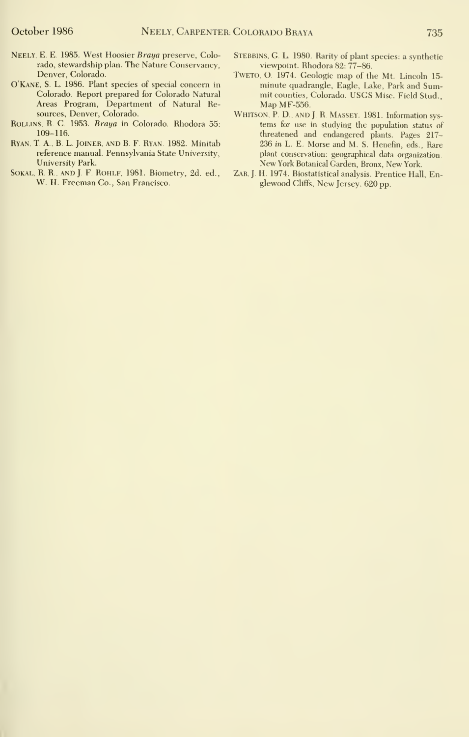Neely, E. E. 1985. West Hoosier *Braya* preserve, Colorado, stewardship plan. The Nature Conservancy, Denver, Colorado.

O'Kane, S. L. 1986. Plant species of special concern in Colorado. Report prepared for Colorado Natural Areas Program, Department of Natural Resources, Denver, Colorado.

Rollins, R. C. 1953. *Braya* in Colorado. Rhodora 55: 109–116.

Ryan, T. A., B. L. Joiner, and B. F. Ryan. 1982. Minitab reference manual. Pennsylvania State University, University Park.

Sokal, R. R., and J. F. Rohlf. 1981. Biometry, 2d. ed., W. H. Freeman Co., San Francisco.

Stebbins, G. L. 1980. Rarity of plant species: a synthetic viewpoint. Rhodora 82: 77–86.

Tweto, O. 1974. Geologic map of the Mt. Lincoln 15-minute quadrangle, Eagle, Lake, Park and Summit counties, Colorado. USGS Misc. Field Stud., Map MF-556.

Whitson, P. D., and J. R. Massey. 1981. Information systems for use in studying the population status of threatened and endangered plants. Pages 217–236 *in* L. E. Morse and M. S. Henefin, eds., Rare plant conservation: geographical data organization. New York Botanical Garden, Bronx, New York.

Zar, J. H. 1974. Biostatistical analysis. Prentice Hall, Englewood Cliffs, New Jersey. 620 pp.